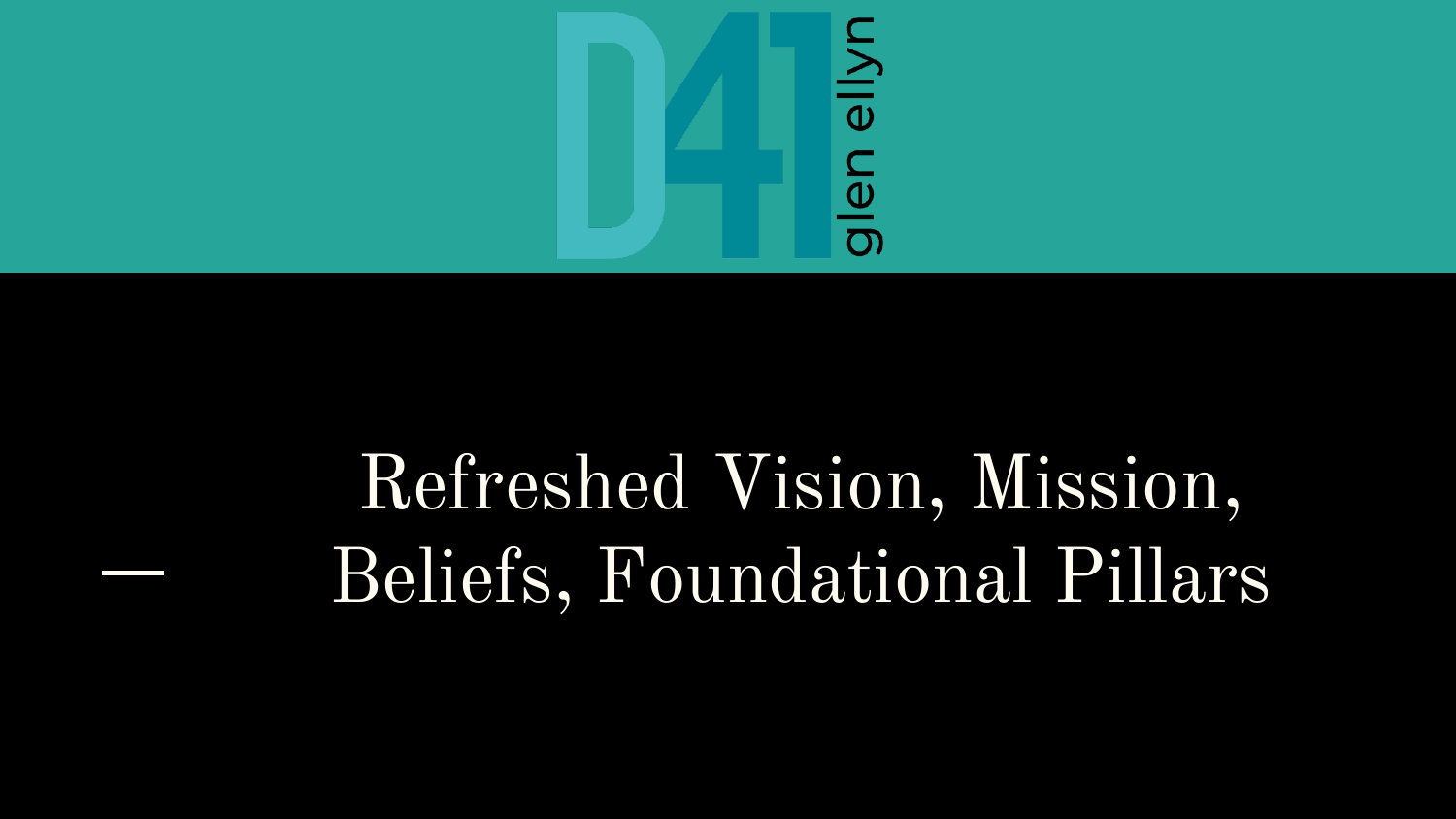D41 glen ellyn

# Refreshed Vision, Mission, Beliefs, Foundational Pillars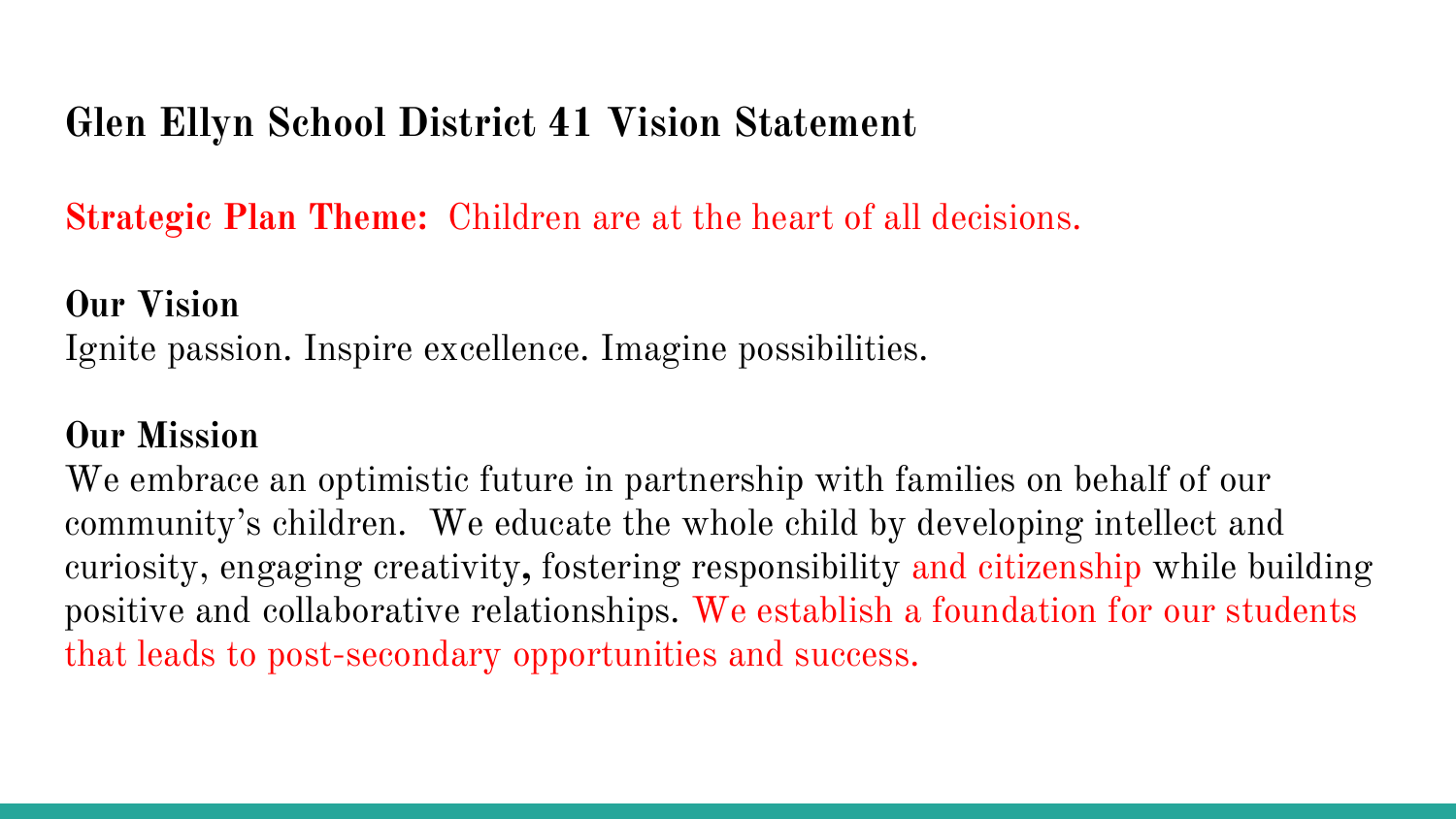## Glen Ellyn School District 41 Vision Statement

**Strategic Plan Theme:** Children are at the heart of all decisions.

**Our Vision**
Ignite passion. Inspire excellence. Imagine possibilities.

**Our Mission**
We embrace an optimistic future in partnership with families on behalf of our community's children. We educate the whole child by developing intellect and curiosity, engaging creativity, fostering responsibility and citizenship while building positive and collaborative relationships. We establish a foundation for our students that leads to post-secondary opportunities and success.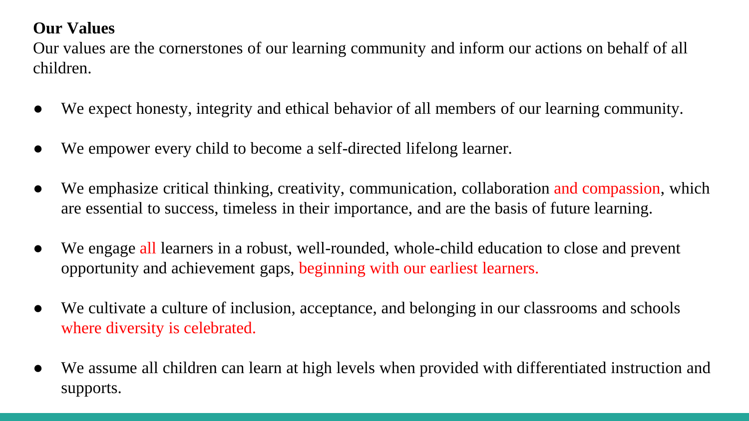**Our Values**

Our values are the cornerstones of our learning community and inform our actions on behalf of all children.

- We expect honesty, integrity and ethical behavior of all members of our learning community.
- We empower every child to become a self-directed lifelong learner.
- We emphasize critical thinking, creativity, communication, collaboration and compassion, which are essential to success, timeless in their importance, and are the basis of future learning.
- We engage all learners in a robust, well-rounded, whole-child education to close and prevent opportunity and achievement gaps, beginning with our earliest learners.
- We cultivate a culture of inclusion, acceptance, and belonging in our classrooms and schools where diversity is celebrated.
- We assume all children can learn at high levels when provided with differentiated instruction and supports.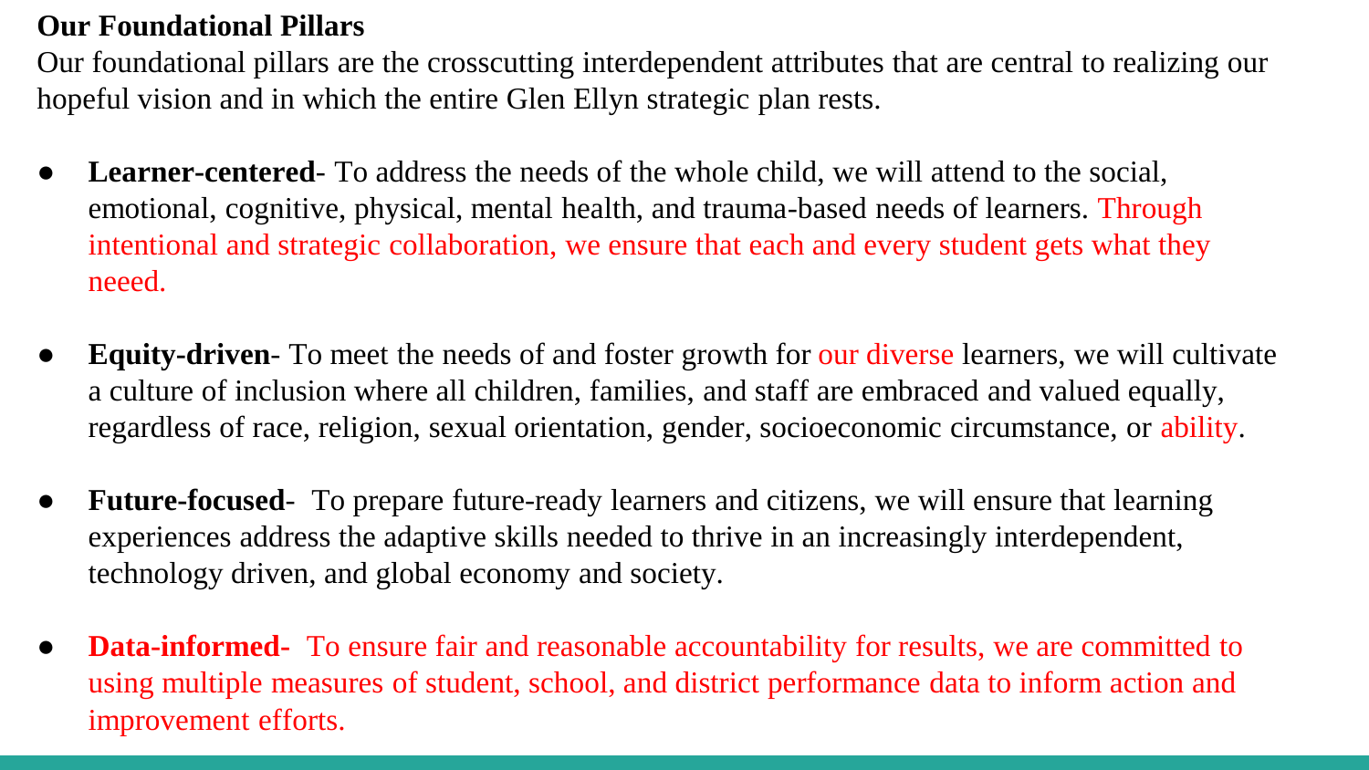**Our Foundational Pillars**

Our foundational pillars are the crosscutting interdependent attributes that are central to realizing our hopeful vision and in which the entire Glen Ellyn strategic plan rests.

- **Learner-centered**- To address the needs of the whole child, we will attend to the social, emotional, cognitive, physical, mental health, and trauma-based needs of learners. Through intentional and strategic collaboration, we ensure that each and every student gets what they neeed.

- **Equity-driven**- To meet the needs of and foster growth for our diverse learners, we will cultivate a culture of inclusion where all children, families, and staff are embraced and valued equally, regardless of race, religion, sexual orientation, gender, socioeconomic circumstance, or ability.

- **Future-focused**- To prepare future-ready learners and citizens, we will ensure that learning experiences address the adaptive skills needed to thrive in an increasingly interdependent, technology driven, and global economy and society.

- **Data-informed**- To ensure fair and reasonable accountability for results, we are committed to using multiple measures of student, school, and district performance data to inform action and improvement efforts.